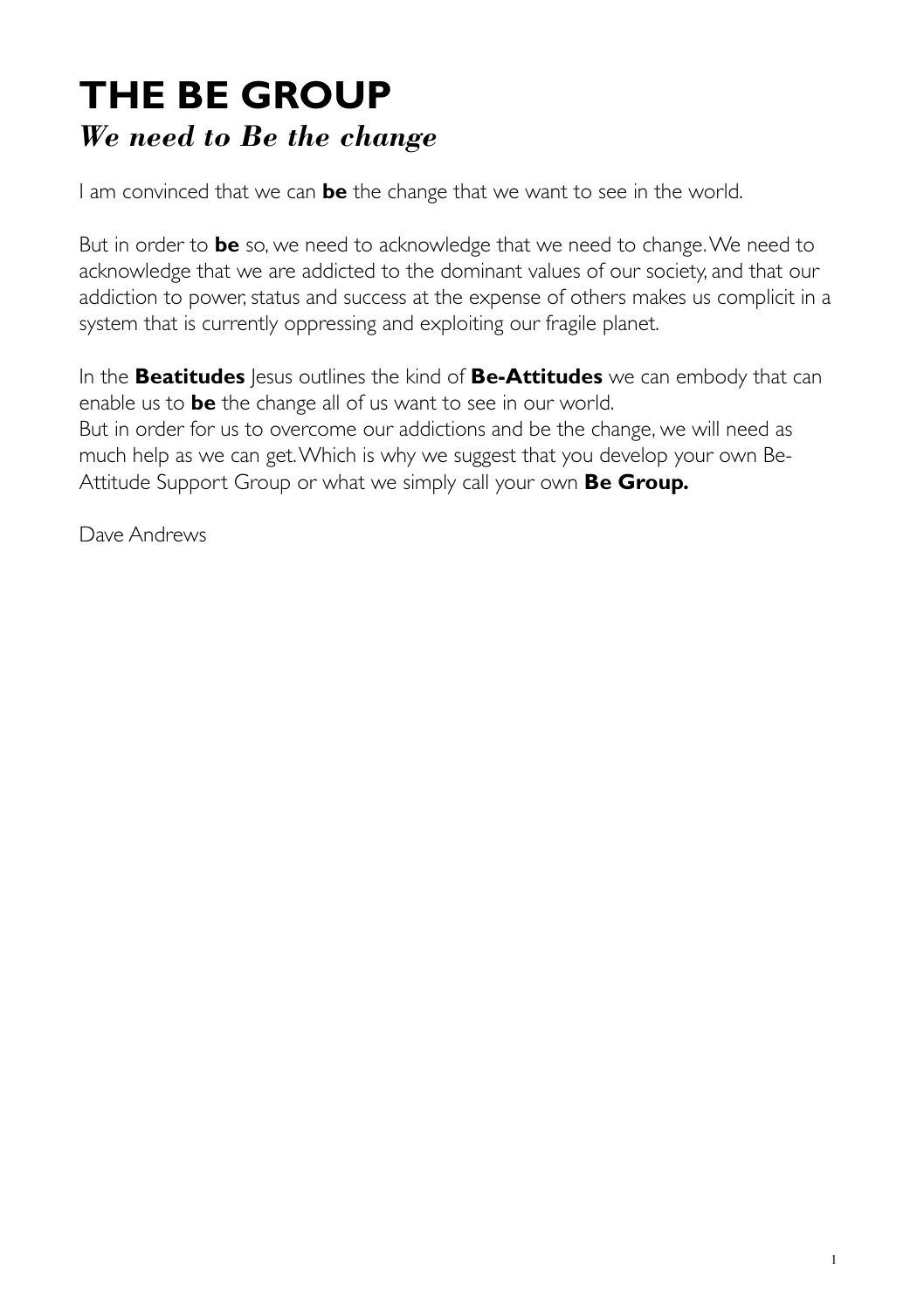# THE BE GROUP

## *We need to Be the change*

I am convinced that we can **be** the change that we want to see in the world.

But in order to **be** so, we need to acknowledge that we need to change. We need to acknowledge that we are addicted to the dominant values of our society, and that our addiction to power, status and success at the expense of others makes us complicit in a system that is currently oppressing and exploiting our fragile planet.

In the **Beatitudes** Jesus outlines the kind of **Be-Attitudes** we can embody that can enable us to **be** the change all of us want to see in our world.
But in order for us to overcome our addictions and be the change, we will need as much help as we can get. Which is why we suggest that you develop your own Be-Attitude Support Group or what we simply call your own **Be Group.**

Dave Andrews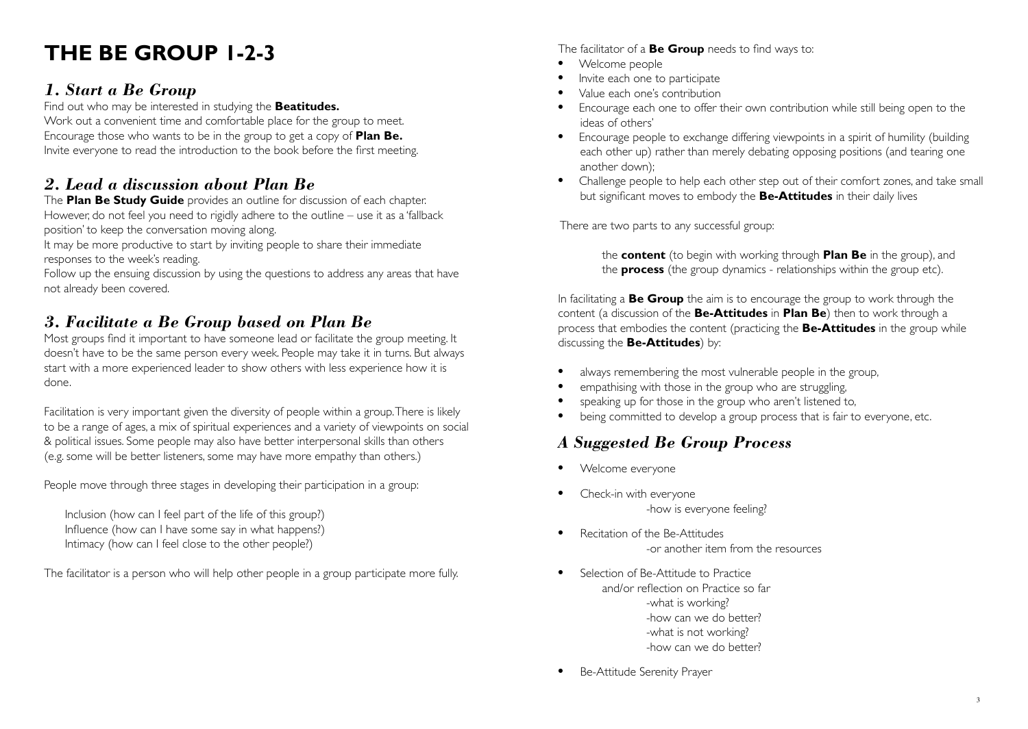# THE BE GROUP 1-2-3

## *1. Start a Be Group*

Find out who may be interested in studying the **Beatitudes.**
Work out a convenient time and comfortable place for the group to meet.
Encourage those who wants to be in the group to get a copy of **Plan Be.**
Invite everyone to read the introduction to the book before the first meeting.

## *2. Lead a discussion about Plan Be*

The **Plan Be Study Guide** provides an outline for discussion of each chapter. However, do not feel you need to rigidly adhere to the outline – use it as a 'fallback position' to keep the conversation moving along.
It may be more productive to start by inviting people to share their immediate responses to the week's reading.
Follow up the ensuing discussion by using the questions to address any areas that have not already been covered.

## *3. Facilitate a Be Group based on Plan Be*

Most groups find it important to have someone lead or facilitate the group meeting. It doesn't have to be the same person every week. People may take it in turns. But always start with a more experienced leader to show others with less experience how it is done.

Facilitation is very important given the diversity of people within a group. There is likely to be a range of ages, a mix of spiritual experiences and a variety of viewpoints on social & political issues. Some people may also have better interpersonal skills than others (e.g. some will be better listeners, some may have more empathy than others.)

People move through three stages in developing their participation in a group:

Inclusion (how can I feel part of the life of this group?)
Influence (how can I have some say in what happens?)
Intimacy (how can I feel close to the other people?)

The facilitator is a person who will help other people in a group participate more fully.

The facilitator of a **Be Group** needs to find ways to:

- Welcome people
- Invite each one to participate
- Value each one's contribution
- Encourage each one to offer their own contribution while still being open to the ideas of others'
- Encourage people to exchange differing viewpoints in a spirit of humility (building each other up) rather than merely debating opposing positions (and tearing one another down);
- Challenge people to help each other step out of their comfort zones, and take small but significant moves to embody the **Be-Attitudes** in their daily lives

There are two parts to any successful group:

the **content** (to begin with working through **Plan Be** in the group), and
the **process** (the group dynamics - relationships within the group etc).

In facilitating a **Be Group** the aim is to encourage the group to work through the content (a discussion of the **Be-Attitudes** in **Plan Be**) then to work through a process that embodies the content (practicing the **Be-Attitudes** in the group while discussing the **Be-Attitudes**) by:

- always remembering the most vulnerable people in the group,
- empathising with those in the group who are struggling,
- speaking up for those in the group who aren't listened to,
- being committed to develop a group process that is fair to everyone, etc.

## *A Suggested Be Group Process*

- Welcome everyone
- Check-in with everyone
  - how is everyone feeling?
- Recitation of the Be-Attitudes
  - or another item from the resources
- Selection of Be-Attitude to Practice
  and/or reflection on Practice so far
  - what is working?
  - how can we do better?
  - what is not working?
  - how can we do better?
- Be-Attitude Serenity Prayer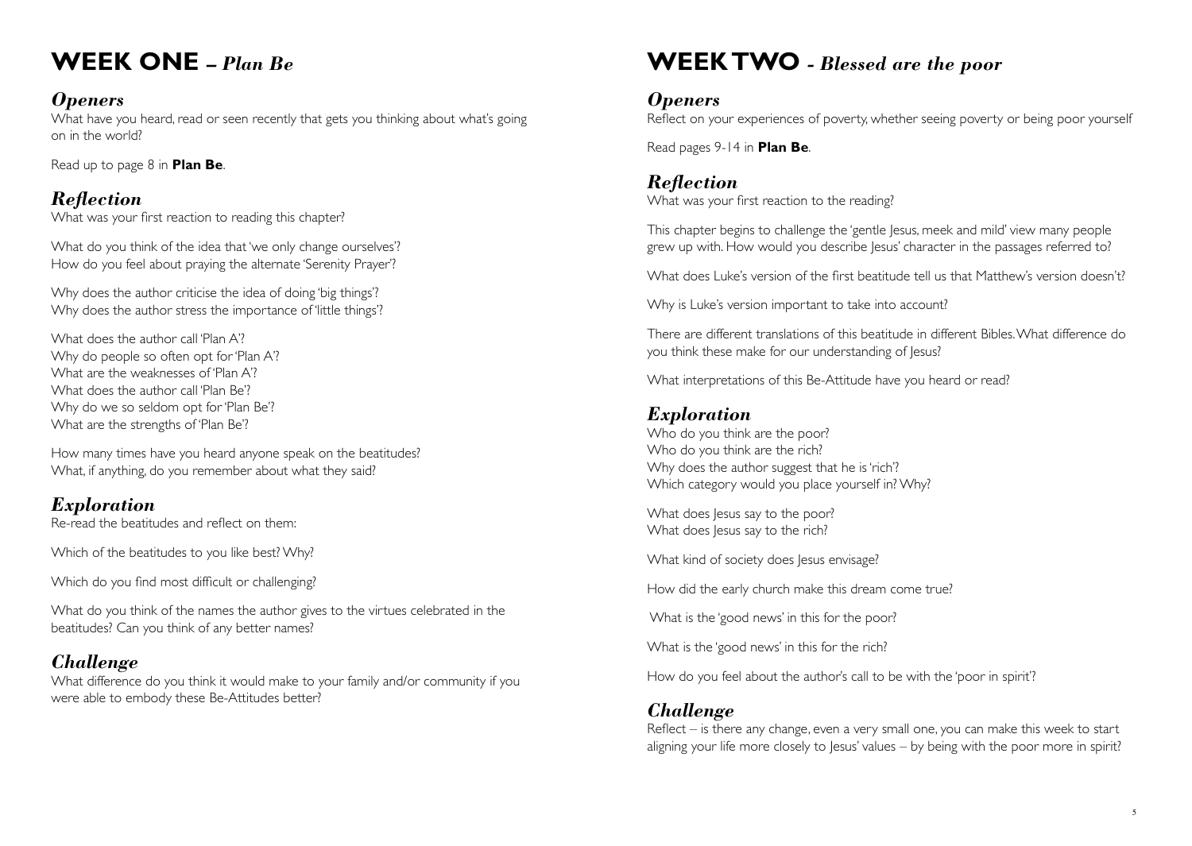# WEEK ONE – *Plan Be*

## *Openers*

What have you heard, read or seen recently that gets you thinking about what's going on in the world?

Read up to page 8 in **Plan Be**.

## *Reflection*

What was your first reaction to reading this chapter?

What do you think of the idea that 'we only change ourselves'?
How do you feel about praying the alternate 'Serenity Prayer'?

Why does the author criticise the idea of doing 'big things'?
Why does the author stress the importance of 'little things'?

What does the author call 'Plan A'?
Why do people so often opt for 'Plan A'?
What are the weaknesses of 'Plan A'?
What does the author call 'Plan Be'?
Why do we so seldom opt for 'Plan Be'?
What are the strengths of 'Plan Be'?

How many times have you heard anyone speak on the beatitudes?
What, if anything, do you remember about what they said?

## *Exploration*

Re-read the beatitudes and reflect on them:

Which of the beatitudes to you like best? Why?

Which do you find most difficult or challenging?

What do you think of the names the author gives to the virtues celebrated in the beatitudes? Can you think of any better names?

## *Challenge*

What difference do you think it would make to your family and/or community if you were able to embody these Be-Attitudes better?

# WEEK TWO - *Blessed are the poor*

## *Openers*

Reflect on your experiences of poverty, whether seeing poverty or being poor yourself

Read pages 9-14 in **Plan Be**.

## *Reflection*

What was your first reaction to the reading?

This chapter begins to challenge the 'gentle Jesus, meek and mild' view many people grew up with. How would you describe Jesus' character in the passages referred to?

What does Luke's version of the first beatitude tell us that Matthew's version doesn't?

Why is Luke's version important to take into account?

There are different translations of this beatitude in different Bibles. What difference do you think these make for our understanding of Jesus?

What interpretations of this Be-Attitude have you heard or read?

## *Exploration*

Who do you think are the poor?
Who do you think are the rich?
Why does the author suggest that he is 'rich'?
Which category would you place yourself in? Why?

What does Jesus say to the poor?
What does Jesus say to the rich?

What kind of society does Jesus envisage?

How did the early church make this dream come true?

What is the 'good news' in this for the poor?

What is the 'good news' in this for the rich?

How do you feel about the author's call to be with the 'poor in spirit'?

## *Challenge*

Reflect – is there any change, even a very small one, you can make this week to start aligning your life more closely to Jesus' values – by being with the poor more in spirit?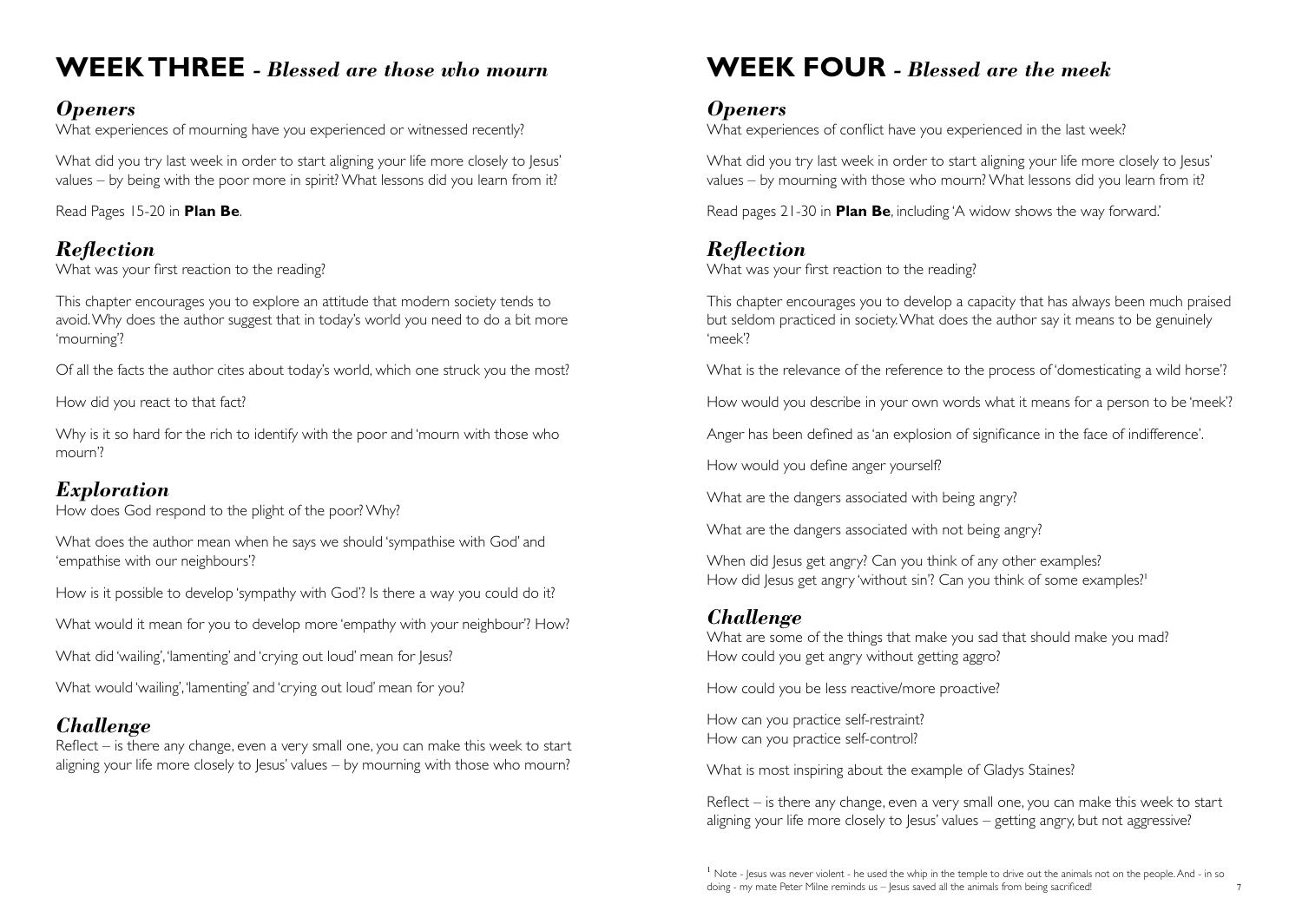# WEEK THREE - *Blessed are those who mourn*

## *Openers*

What experiences of mourning have you experienced or witnessed recently?

What did you try last week in order to start aligning your life more closely to Jesus' values – by being with the poor more in spirit? What lessons did you learn from it?

Read Pages 15-20 in **Plan Be**.

## *Reflection*

What was your first reaction to the reading?

This chapter encourages you to explore an attitude that modern society tends to avoid. Why does the author suggest that in today's world you need to do a bit more 'mourning'?

Of all the facts the author cites about today's world, which one struck you the most?

How did you react to that fact?

Why is it so hard for the rich to identify with the poor and 'mourn with those who mourn'?

## *Exploration*

How does God respond to the plight of the poor? Why?

What does the author mean when he says we should 'sympathise with God' and 'empathise with our neighbours'?

How is it possible to develop 'sympathy with God'? Is there a way you could do it?

What would it mean for you to develop more 'empathy with your neighbour'? How?

What did 'wailing', 'lamenting' and 'crying out loud' mean for Jesus?

What would 'wailing', 'lamenting' and 'crying out loud' mean for you?

## *Challenge*

Reflect – is there any change, even a very small one, you can make this week to start aligning your life more closely to Jesus' values – by mourning with those who mourn?

# WEEK FOUR - *Blessed are the meek*

## *Openers*

What experiences of conflict have you experienced in the last week?

What did you try last week in order to start aligning your life more closely to Jesus' values – by mourning with those who mourn? What lessons did you learn from it?

Read pages 21-30 in **Plan Be**, including 'A widow shows the way forward.'

## *Reflection*

What was your first reaction to the reading?

This chapter encourages you to develop a capacity that has always been much praised but seldom practiced in society. What does the author say it means to be genuinely 'meek'?

What is the relevance of the reference to the process of 'domesticating a wild horse'?

How would you describe in your own words what it means for a person to be 'meek'?

Anger has been defined as 'an explosion of significance in the face of indifference'.

How would you define anger yourself?

What are the dangers associated with being angry?

What are the dangers associated with not being angry?

When did Jesus get angry? Can you think of any other examples?
How did Jesus get angry 'without sin'? Can you think of some examples?[1]

## *Challenge*

What are some of the things that make you sad that should make you mad?
How could you get angry without getting aggro?

How could you be less reactive/more proactive?

How can you practice self-restraint?
How can you practice self-control?

What is most inspiring about the example of Gladys Staines?

Reflect – is there any change, even a very small one, you can make this week to start aligning your life more closely to Jesus' values – getting angry, but not aggressive?

[1] Note - Jesus was never violent - he used the whip in the temple to drive out the animals not on the people. And - in so doing - my mate Peter Milne reminds us – Jesus saved all the animals from being sacrificed!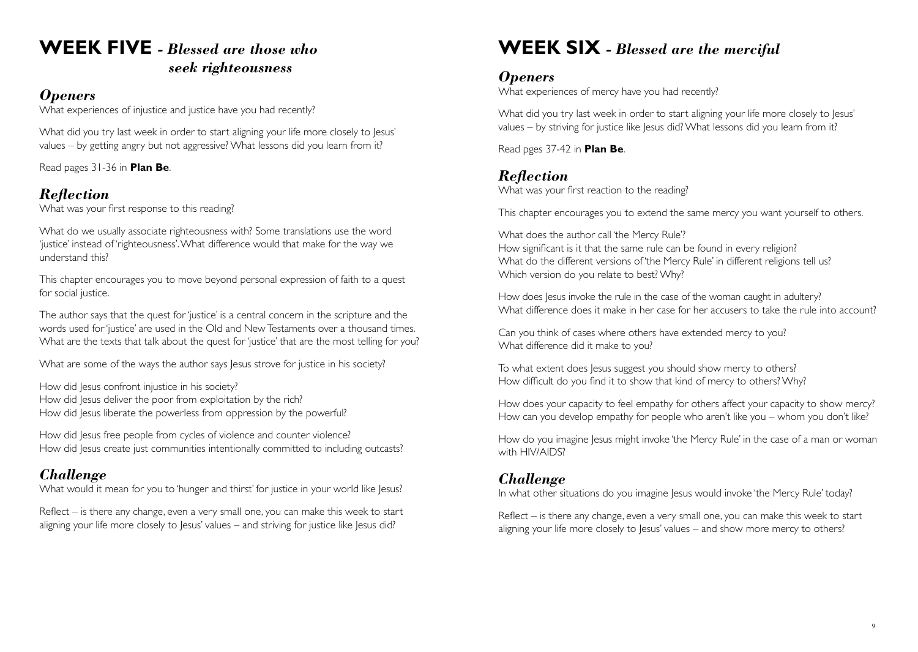# WEEK FIVE - *Blessed are those who seek righteousness*

## *Openers*

What experiences of injustice and justice have you had recently?

What did you try last week in order to start aligning your life more closely to Jesus' values – by getting angry but not aggressive? What lessons did you learn from it?

Read pages 31-36 in **Plan Be**.

## *Reflection*

What was your first response to this reading?

What do we usually associate righteousness with? Some translations use the word 'justice' instead of 'righteousness'. What difference would that make for the way we understand this?

This chapter encourages you to move beyond personal expression of faith to a quest for social justice.

The author says that the quest for 'justice' is a central concern in the scripture and the words used for 'justice' are used in the Old and New Testaments over a thousand times. What are the texts that talk about the quest for 'justice' that are the most telling for you?

What are some of the ways the author says Jesus strove for justice in his society?

How did Jesus confront injustice in his society?
How did Jesus deliver the poor from exploitation by the rich?
How did Jesus liberate the powerless from oppression by the powerful?

How did Jesus free people from cycles of violence and counter violence?
How did Jesus create just communities intentionally committed to including outcasts?

## *Challenge*

What would it mean for you to 'hunger and thirst' for justice in your world like Jesus?

Reflect – is there any change, even a very small one, you can make this week to start aligning your life more closely to Jesus' values – and striving for justice like Jesus did?

# WEEK SIX - *Blessed are the merciful*

## *Openers*

What experiences of mercy have you had recently?

What did you try last week in order to start aligning your life more closely to Jesus' values – by striving for justice like Jesus did? What lessons did you learn from it?

Read pges 37-42 in **Plan Be**.

## *Reflection*

What was your first reaction to the reading?

This chapter encourages you to extend the same mercy you want yourself to others.

What does the author call 'the Mercy Rule'?
How significant is it that the same rule can be found in every religion?
What do the different versions of 'the Mercy Rule' in different religions tell us?
Which version do you relate to best? Why?

How does Jesus invoke the rule in the case of the woman caught in adultery?
What difference does it make in her case for her accusers to take the rule into account?

Can you think of cases where others have extended mercy to you?
What difference did it make to you?

To what extent does Jesus suggest you should show mercy to others?
How difficult do you find it to show that kind of mercy to others? Why?

How does your capacity to feel empathy for others affect your capacity to show mercy?
How can you develop empathy for people who aren't like you – whom you don't like?

How do you imagine Jesus might invoke 'the Mercy Rule' in the case of a man or woman with HIV/AIDS?

## *Challenge*

In what other situations do you imagine Jesus would invoke 'the Mercy Rule' today?

Reflect – is there any change, even a very small one, you can make this week to start aligning your life more closely to Jesus' values – and show more mercy to others?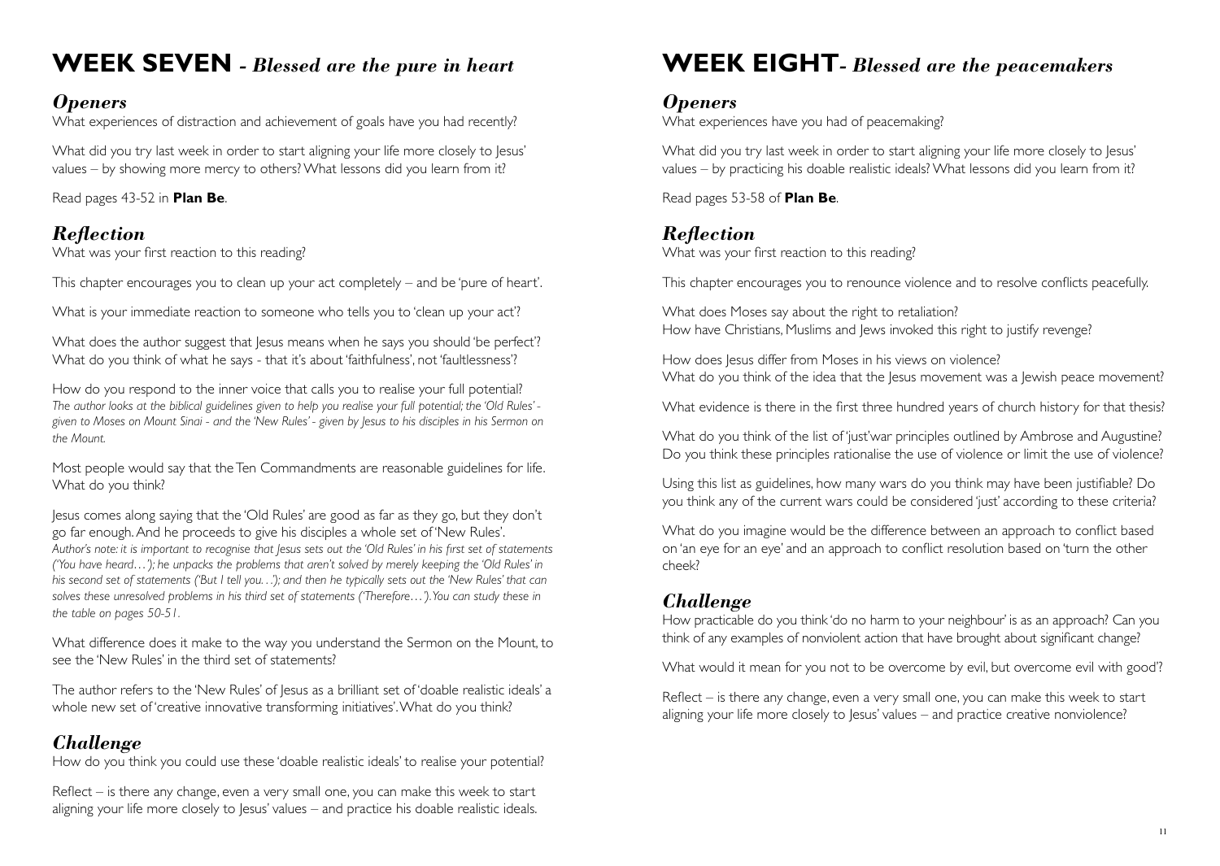# WEEK SEVEN - *Blessed are the pure in heart*

## *Openers*

What experiences of distraction and achievement of goals have you had recently?

What did you try last week in order to start aligning your life more closely to Jesus' values – by showing more mercy to others? What lessons did you learn from it?

Read pages 43-52 in **Plan Be**.

## *Reflection*

What was your first reaction to this reading?

This chapter encourages you to clean up your act completely – and be 'pure of heart'.

What is your immediate reaction to someone who tells you to 'clean up your act'?

What does the author suggest that Jesus means when he says you should 'be perfect'? What do you think of what he says - that it's about 'faithfulness', not 'faultlessness'?

How do you respond to the inner voice that calls you to realise your full potential? *The author looks at the biblical guidelines given to help you realise your full potential; the 'Old Rules' - given to Moses on Mount Sinai - and the 'New Rules' - given by Jesus to his disciples in his Sermon on the Mount.*

Most people would say that the Ten Commandments are reasonable guidelines for life. What do you think?

Jesus comes along saying that the 'Old Rules' are good as far as they go, but they don't go far enough. And he proceeds to give his disciples a whole set of 'New Rules'. *Author's note: it is important to recognise that Jesus sets out the 'Old Rules' in his first set of statements ('You have heard…'); he unpacks the problems that aren't solved by merely keeping the 'Old Rules' in his second set of statements ('But I tell you…'); and then he typically sets out the 'New Rules' that can solves these unresolved problems in his third set of statements ('Therefore…'). You can study these in the table on pages 50-51.*

What difference does it make to the way you understand the Sermon on the Mount, to see the 'New Rules' in the third set of statements?

The author refers to the 'New Rules' of Jesus as a brilliant set of 'doable realistic ideals' a whole new set of 'creative innovative transforming initiatives'. What do you think?

## *Challenge*

How do you think you could use these 'doable realistic ideals' to realise your potential?

Reflect – is there any change, even a very small one, you can make this week to start aligning your life more closely to Jesus' values – and practice his doable realistic ideals.

# WEEK EIGHT- *Blessed are the peacemakers*

## *Openers*

What experiences have you had of peacemaking?

What did you try last week in order to start aligning your life more closely to Jesus' values – by practicing his doable realistic ideals? What lessons did you learn from it?

Read pages 53-58 of **Plan Be**.

## *Reflection*

What was your first reaction to this reading?

This chapter encourages you to renounce violence and to resolve conflicts peacefully.

What does Moses say about the right to retaliation?
How have Christians, Muslims and Jews invoked this right to justify revenge?

How does Jesus differ from Moses in his views on violence?
What do you think of the idea that the Jesus movement was a Jewish peace movement?

What evidence is there in the first three hundred years of church history for that thesis?

What do you think of the list of 'just'war principles outlined by Ambrose and Augustine? Do you think these principles rationalise the use of violence or limit the use of violence?

Using this list as guidelines, how many wars do you think may have been justifiable? Do you think any of the current wars could be considered 'just' according to these criteria?

What do you imagine would be the difference between an approach to conflict based on 'an eye for an eye' and an approach to conflict resolution based on 'turn the other cheek?

## *Challenge*

How practicable do you think 'do no harm to your neighbour' is as an approach? Can you think of any examples of nonviolent action that have brought about significant change?

What would it mean for you not to be overcome by evil, but overcome evil with good'?

Reflect – is there any change, even a very small one, you can make this week to start aligning your life more closely to Jesus' values – and practice creative nonviolence?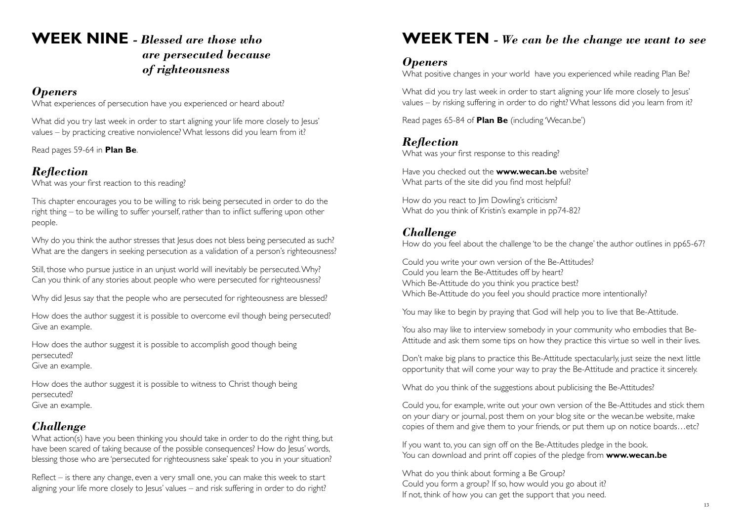# WEEK NINE - *Blessed are those who are persecuted because of righteousness*

## *Openers*

What experiences of persecution have you experienced or heard about?

What did you try last week in order to start aligning your life more closely to Jesus' values – by practicing creative nonviolence? What lessons did you learn from it?

Read pages 59-64 in **Plan Be**.

## *Reflection*

What was your first reaction to this reading?

This chapter encourages you to be willing to risk being persecuted in order to do the right thing – to be willing to suffer yourself, rather than to inflict suffering upon other people.

Why do you think the author stresses that Jesus does not bless being persecuted as such? What are the dangers in seeking persecution as a validation of a person's righteousness?

Still, those who pursue justice in an unjust world will inevitably be persecuted. Why? Can you think of any stories about people who were persecuted for righteousness?

Why did Jesus say that the people who are persecuted for righteousness are blessed?

How does the author suggest it is possible to overcome evil though being persecuted? Give an example.

How does the author suggest it is possible to accomplish good though being persecuted?
Give an example.

How does the author suggest it is possible to witness to Christ though being persecuted?
Give an example.

## *Challenge*

What action(s) have you been thinking you should take in order to do the right thing, but have been scared of taking because of the possible consequences? How do Jesus' words, blessing those who are 'persecuted for righteousness sake' speak to you in your situation?

Reflect – is there any change, even a very small one, you can make this week to start aligning your life more closely to Jesus' values – and risk suffering in order to do right?

# WEEK TEN - *We can be the change we want to see*

## *Openers*

What positive changes in your world have you experienced while reading Plan Be?

What did you try last week in order to start aligning your life more closely to Jesus' values – by risking suffering in order to do right? What lessons did you learn from it?

Read pages 65-84 of **Plan Be** (including 'Wecan.be')

## *Reflection*

What was your first response to this reading?

Have you checked out the **www.wecan.be** website?
What parts of the site did you find most helpful?

How do you react to Jim Dowling's criticism?
What do you think of Kristin's example in pp74-82?

## *Challenge*

How do you feel about the challenge 'to be the change' the author outlines in pp65-67?

Could you write your own version of the Be-Attitudes?
Could you learn the Be-Attitudes off by heart?
Which Be-Attitude do you think you practice best?
Which Be-Attitude do you feel you should practice more intentionally?

You may like to begin by praying that God will help you to live that Be-Attitude.

You also may like to interview somebody in your community who embodies that Be-Attitude and ask them some tips on how they practice this virtue so well in their lives.

Don't make big plans to practice this Be-Attitude spectacularly, just seize the next little opportunity that will come your way to pray the Be-Attitude and practice it sincerely.

What do you think of the suggestions about publicising the Be-Attitudes?

Could you, for example, write out your own version of the Be-Attitudes and stick them on your diary or journal, post them on your blog site or the wecan.be website, make copies of them and give them to your friends, or put them up on notice boards…etc?

If you want to, you can sign off on the Be-Attitudes pledge in the book.
You can download and print off copies of the pledge from **www.wecan.be**

What do you think about forming a Be Group?
Could you form a group? If so, how would you go about it?
If not, think of how you can get the support that you need.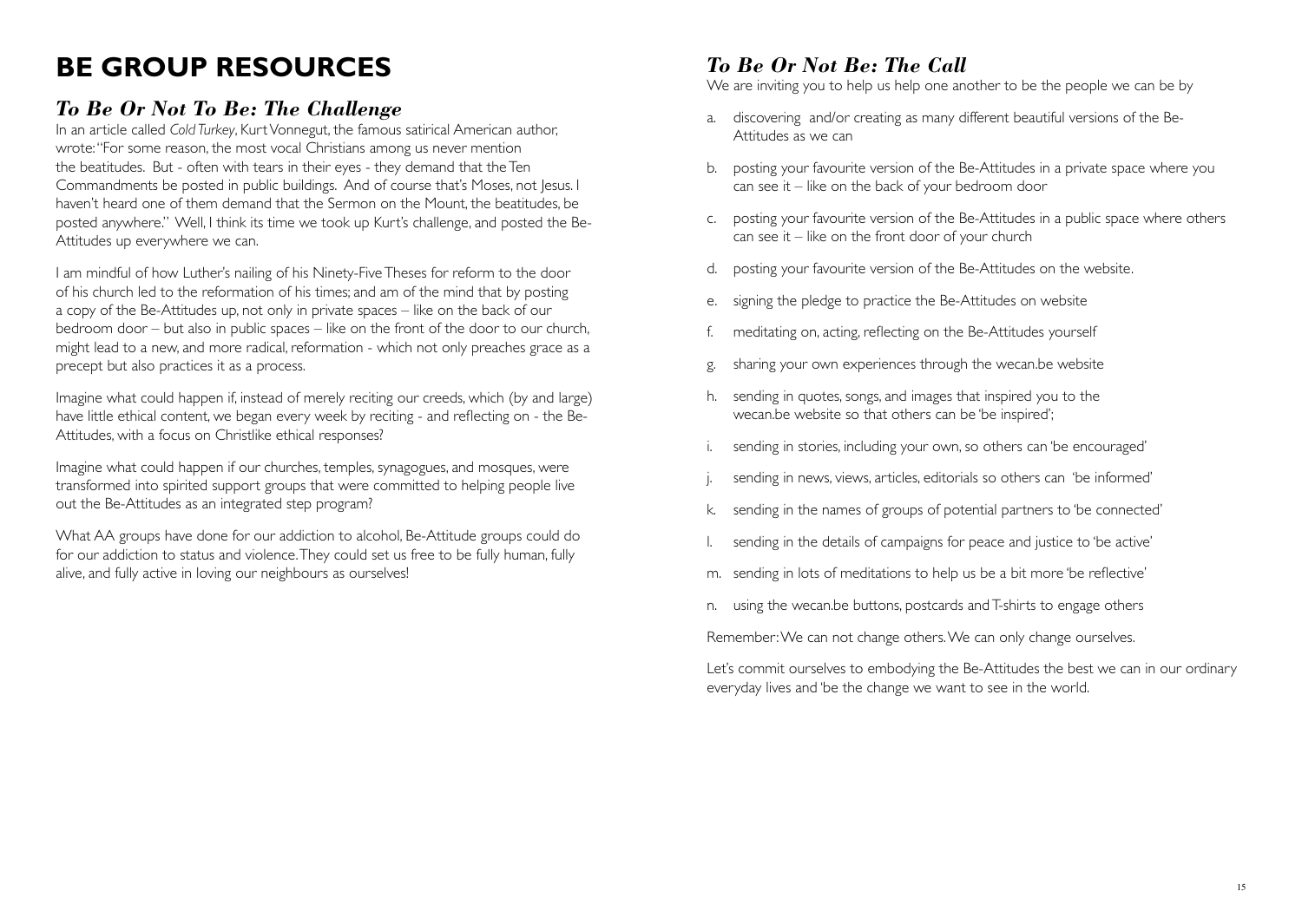# BE GROUP RESOURCES

## *To Be Or Not To Be: The Challenge*

In an article called *Cold Turkey*, Kurt Vonnegut, the famous satirical American author, wrote: "For some reason, the most vocal Christians among us never mention the beatitudes. But - often with tears in their eyes - they demand that the Ten Commandments be posted in public buildings. And of course that's Moses, not Jesus. I haven't heard one of them demand that the Sermon on the Mount, the beatitudes, be posted anywhere." Well, I think its time we took up Kurt's challenge, and posted the Be-Attitudes up everywhere we can.

I am mindful of how Luther's nailing of his Ninety-Five Theses for reform to the door of his church led to the reformation of his times; and am of the mind that by posting a copy of the Be-Attitudes up, not only in private spaces – like on the back of our bedroom door – but also in public spaces – like on the front of the door to our church, might lead to a new, and more radical, reformation - which not only preaches grace as a precept but also practices it as a process.

Imagine what could happen if, instead of merely reciting our creeds, which (by and large) have little ethical content, we began every week by reciting - and reflecting on - the Be-Attitudes, with a focus on Christlike ethical responses?

Imagine what could happen if our churches, temples, synagogues, and mosques, were transformed into spirited support groups that were committed to helping people live out the Be-Attitudes as an integrated step program?

What AA groups have done for our addiction to alcohol, Be-Attitude groups could do for our addiction to status and violence. They could set us free to be fully human, fully alive, and fully active in loving our neighbours as ourselves!

## *To Be Or Not Be: The Call*

We are inviting you to help us help one another to be the people we can be by

a. discovering and/or creating as many different beautiful versions of the Be-Attitudes as we can

b. posting your favourite version of the Be-Attitudes in a private space where you can see it – like on the back of your bedroom door

c. posting your favourite version of the Be-Attitudes in a public space where others can see it – like on the front door of your church

d. posting your favourite version of the Be-Attitudes on the website.

e. signing the pledge to practice the Be-Attitudes on website

f. meditating on, acting, reflecting on the Be-Attitudes yourself

g. sharing your own experiences through the wecan.be website

h. sending in quotes, songs, and images that inspired you to the wecan.be website so that others can be 'be inspired';

i. sending in stories, including your own, so others can 'be encouraged'

j. sending in news, views, articles, editorials so others can 'be informed'

k. sending in the names of groups of potential partners to 'be connected'

l. sending in the details of campaigns for peace and justice to 'be active'

m. sending in lots of meditations to help us be a bit more 'be reflective'

n. using the wecan.be buttons, postcards and T-shirts to engage others

Remember: We can not change others. We can only change ourselves.

Let's commit ourselves to embodying the Be-Attitudes the best we can in our ordinary everyday lives and 'be the change we want to see in the world.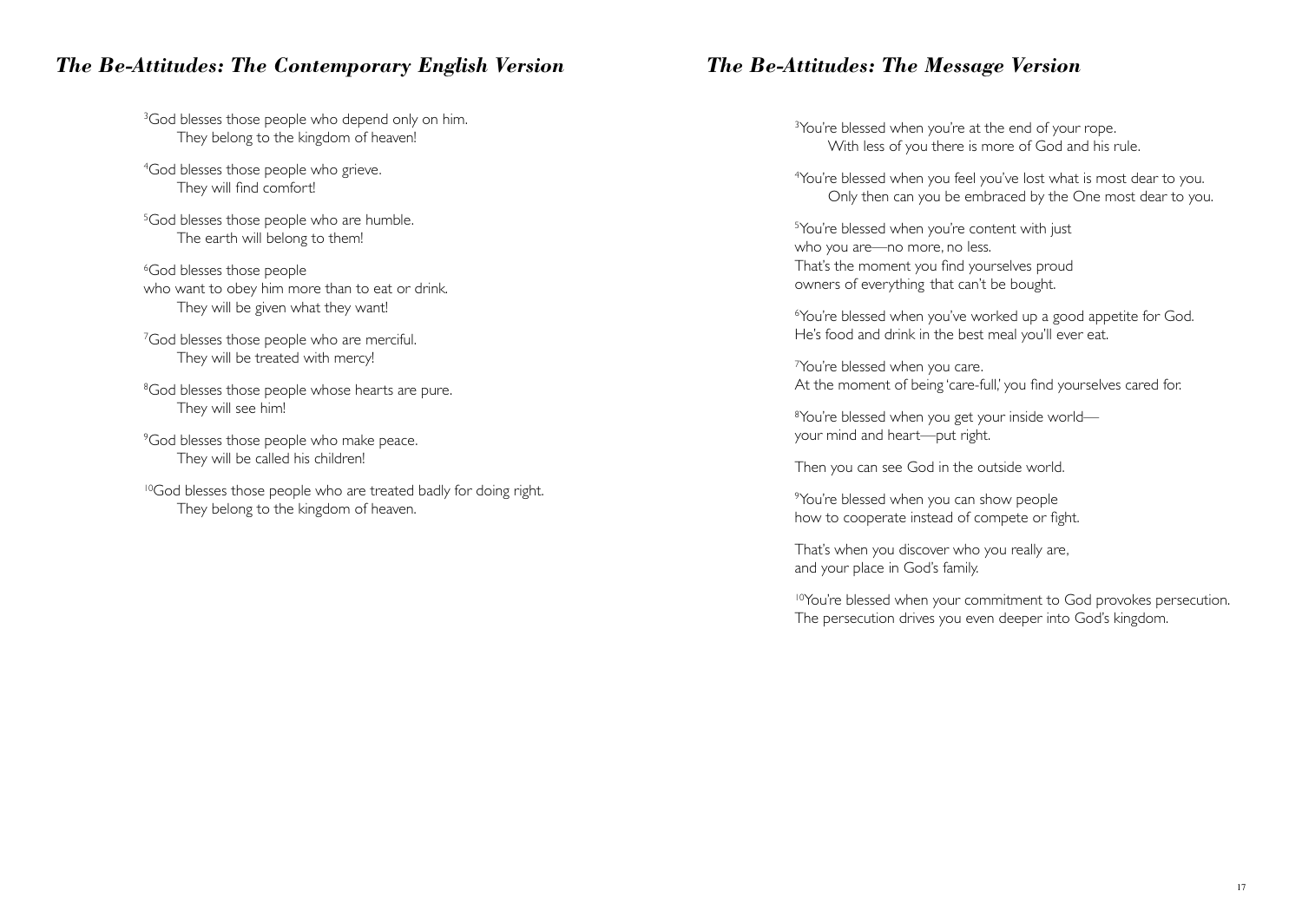## *The Be-Attitudes: The Contemporary English Version*

[3]God blesses those people who depend only on him.
They belong to the kingdom of heaven!

[4]God blesses those people who grieve.
They will find comfort!

[5]God blesses those people who are humble.
The earth will belong to them!

[6]God blesses those people
who want to obey him more than to eat or drink.
They will be given what they want!

[7]God blesses those people who are merciful.
They will be treated with mercy!

[8]God blesses those people whose hearts are pure.
They will see him!

[9]God blesses those people who make peace.
They will be called his children!

[10]God blesses those people who are treated badly for doing right.
They belong to the kingdom of heaven.

## *The Be-Attitudes: The Message Version*

[3]You're blessed when you're at the end of your rope.
With less of you there is more of God and his rule.

[4]You're blessed when you feel you've lost what is most dear to you.
Only then can you be embraced by the One most dear to you.

[5]You're blessed when you're content with just
who you are—no more, no less.
That's the moment you find yourselves proud
owners of everything that can't be bought.

[6]You're blessed when you've worked up a good appetite for God.
He's food and drink in the best meal you'll ever eat.

[7]You're blessed when you care.
At the moment of being 'care-full,' you find yourselves cared for.

[8]You're blessed when you get your inside world—
your mind and heart—put right.

Then you can see God in the outside world.

[9]You're blessed when you can show people
how to cooperate instead of compete or fight.

That's when you discover who you really are,
and your place in God's family.

[10]You're blessed when your commitment to God provokes persecution.
The persecution drives you even deeper into God's kingdom.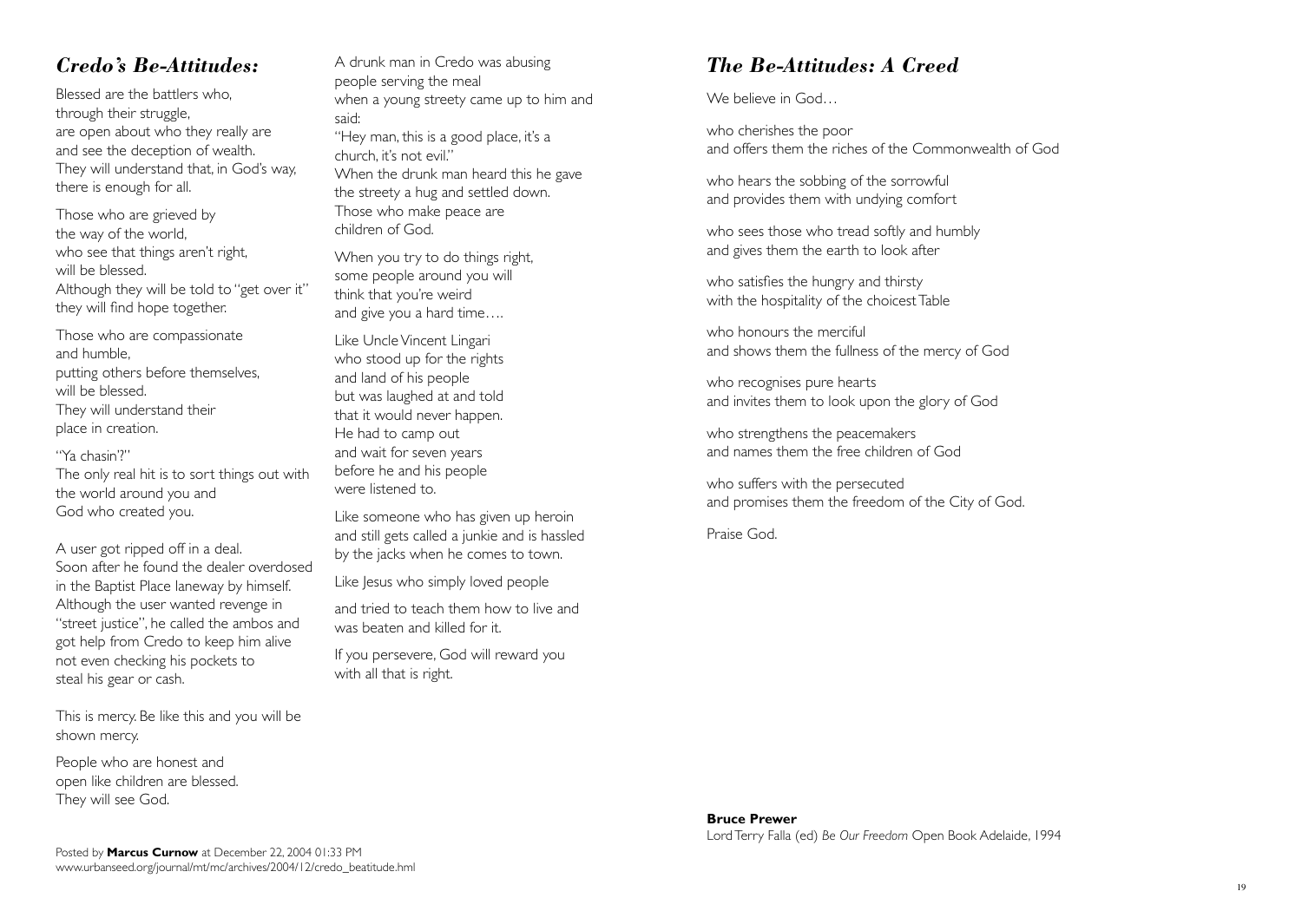## *Credo's Be-Attitudes:*

Blessed are the battlers who,
through their struggle,
are open about who they really are
and see the deception of wealth.
They will understand that, in God's way,
there is enough for all.

Those who are grieved by
the way of the world,
who see that things aren't right,
will be blessed.
Although they will be told to "get over it"
they will find hope together.

Those who are compassionate
and humble,
putting others before themselves,
will be blessed.
They will understand their
place in creation.

"Ya chasin'?"
The only real hit is to sort things out with
the world around you and
God who created you.

A user got ripped off in a deal.
Soon after he found the dealer overdosed
in the Baptist Place laneway by himself.
Although the user wanted revenge in
"street justice", he called the ambos and
got help from Credo to keep him alive
not even checking his pockets to
steal his gear or cash.

This is mercy. Be like this and you will be
shown mercy.

People who are honest and
open like children are blessed.
They will see God.

A drunk man in Credo was abusing
people serving the meal
when a young streety came up to him and
said:
"Hey man, this is a good place, it's a
church, it's not evil."
When the drunk man heard this he gave
the streety a hug and settled down.
Those who make peace are
children of God.

When you try to do things right,
some people around you will
think that you're weird
and give you a hard time….

Like Uncle Vincent Lingari
who stood up for the rights
and land of his people
but was laughed at and told
that it would never happen.
He had to camp out
and wait for seven years
before he and his people
were listened to.

Like someone who has given up heroin
and still gets called a junkie and is hassled
by the jacks when he comes to town.

Like Jesus who simply loved people

and tried to teach them how to live and
was beaten and killed for it.

If you persevere, God will reward you
with all that is right.

Posted by **Marcus Curnow** at December 22, 2004 01:33 PM
www.urbanseed.org/journal/mt/mc/archives/2004/12/credo_beatitude.html

## *The Be-Attitudes: A Creed*

We believe in God…

who cherishes the poor
and offers them the riches of the Commonwealth of God

who hears the sobbing of the sorrowful
and provides them with undying comfort

who sees those who tread softly and humbly
and gives them the earth to look after

who satisfies the hungry and thirsty
with the hospitality of the choicest Table

who honours the merciful
and shows them the fullness of the mercy of God

who recognises pure hearts
and invites them to look upon the glory of God

who strengthens the peacemakers
and names them the free children of God

who suffers with the persecuted
and promises them the freedom of the City of God.

Praise God.

**Bruce Prewer**
Lord Terry Falla (ed) *Be Our Freedom* Open Book Adelaide, 1994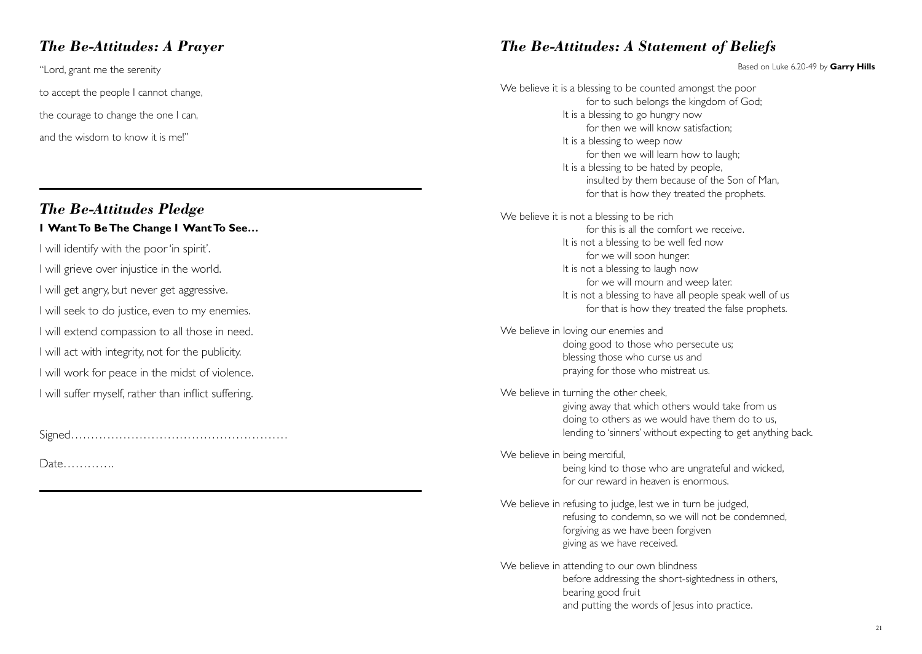## *The Be-Attitudes: A Prayer*

"Lord, grant me the serenity

to accept the people I cannot change,

the courage to change the one I can,

and the wisdom to know it is me!"

---

## *The Be-Attitudes Pledge*

**I Want To Be The Change I Want To See…**

I will identify with the poor 'in spirit'.

I will grieve over injustice in the world.

I will get angry, but never get aggressive.

I will seek to do justice, even to my enemies.

I will extend compassion to all those in need.

I will act with integrity, not for the publicity.

I will work for peace in the midst of violence.

I will suffer myself, rather than inflict suffering.

Signed……………………………………………….

Date………….

---

## *The Be-Attitudes: A Statement of Beliefs*

Based on Luke 6.20-49 by **Garry Hills**

We believe it is a blessing to be counted amongst the poor
for to such belongs the kingdom of God;
It is a blessing to go hungry now
for then we will know satisfaction;
It is a blessing to weep now
for then we will learn how to laugh;
It is a blessing to be hated by people,
insulted by them because of the Son of Man,
for that is how they treated the prophets.

We believe it is not a blessing to be rich
for this is all the comfort we receive.
It is not a blessing to be well fed now
for we will soon hunger.
It is not a blessing to laugh now
for we will mourn and weep later.
It is not a blessing to have all people speak well of us
for that is how they treated the false prophets.

We believe in loving our enemies and
doing good to those who persecute us;
blessing those who curse us and
praying for those who mistreat us.

We believe in turning the other cheek,
giving away that which others would take from us
doing to others as we would have them do to us,
lending to 'sinners' without expecting to get anything back.

We believe in being merciful,
being kind to those who are ungrateful and wicked,
for our reward in heaven is enormous.

We believe in refusing to judge, lest we in turn be judged,
refusing to condemn, so we will not be condemned,
forgiving as we have been forgiven
giving as we have received.

We believe in attending to our own blindness
before addressing the short-sightedness in others,
bearing good fruit
and putting the words of Jesus into practice.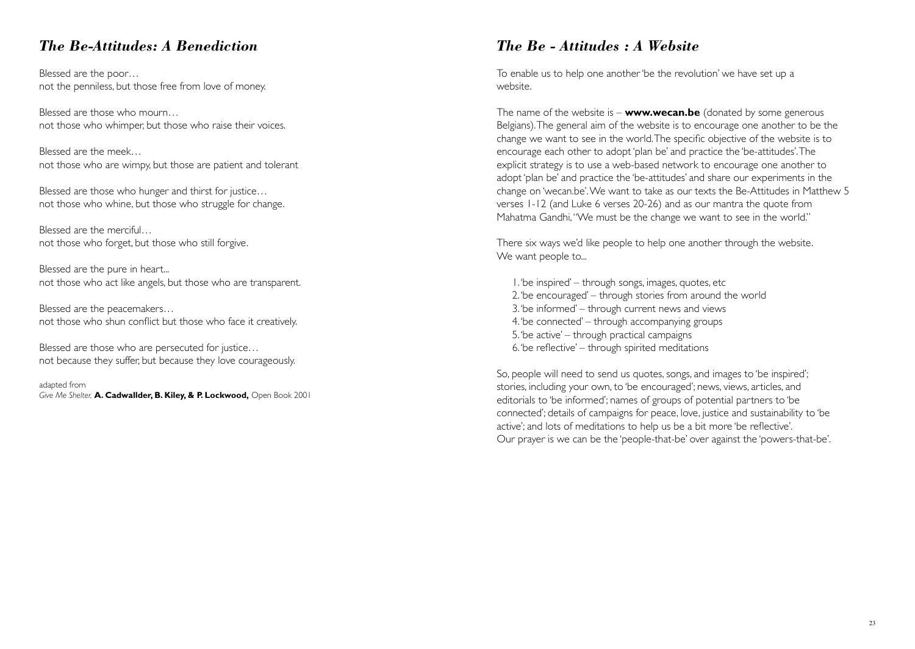## *The Be-Attitudes: A Benediction*

Blessed are the poor…
not the penniless, but those free from love of money.

Blessed are those who mourn…
not those who whimper, but those who raise their voices.

Blessed are the meek…
not those who are wimpy, but those are patient and tolerant

Blessed are those who hunger and thirst for justice…
not those who whine, but those who struggle for change.

Blessed are the merciful…
not those who forget, but those who still forgive.

Blessed are the pure in heart...
not those who act like angels, but those who are transparent.

Blessed are the peacemakers…
not those who shun conflict but those who face it creatively.

Blessed are those who are persecuted for justice…
not because they suffer, but because they love courageously.

adapted from
*Give Me Shelter,* **A. Cadwallder, B. Kiley, & P. Lockwood,** Open Book 2001

## *The Be - Attitudes : A Website*

To enable us to help one another 'be the revolution' we have set up a website.

The name of the website is – **www.wecan.be** (donated by some generous Belgians). The general aim of the website is to encourage one another to be the change we want to see in the world. The specific objective of the website is to encourage each other to adopt 'plan be' and practice the 'be-attitudes'. The explicit strategy is to use a web-based network to encourage one another to adopt 'plan be' and practice the 'be-attitudes' and share our experiments in the change on 'wecan.be'. We want to take as our texts the Be-Attitudes in Matthew 5 verses 1-12 (and Luke 6 verses 20-26) and as our mantra the quote from Mahatma Gandhi, "We must be the change we want to see in the world."

There six ways we'd like people to help one another through the website. We want people to...

1. 'be inspired' – through songs, images, quotes, etc
2. 'be encouraged' – through stories from around the world
3. 'be informed' – through current news and views
4. 'be connected' – through accompanying groups
5. 'be active' – through practical campaigns
6. 'be reflective' – through spirited meditations

So, people will need to send us quotes, songs, and images to 'be inspired'; stories, including your own, to 'be encouraged'; news, views, articles, and editorials to 'be informed'; names of groups of potential partners to 'be connected'; details of campaigns for peace, love, justice and sustainability to 'be active'; and lots of meditations to help us be a bit more 'be reflective'.
Our prayer is we can be the 'people-that-be' over against the 'powers-that-be'.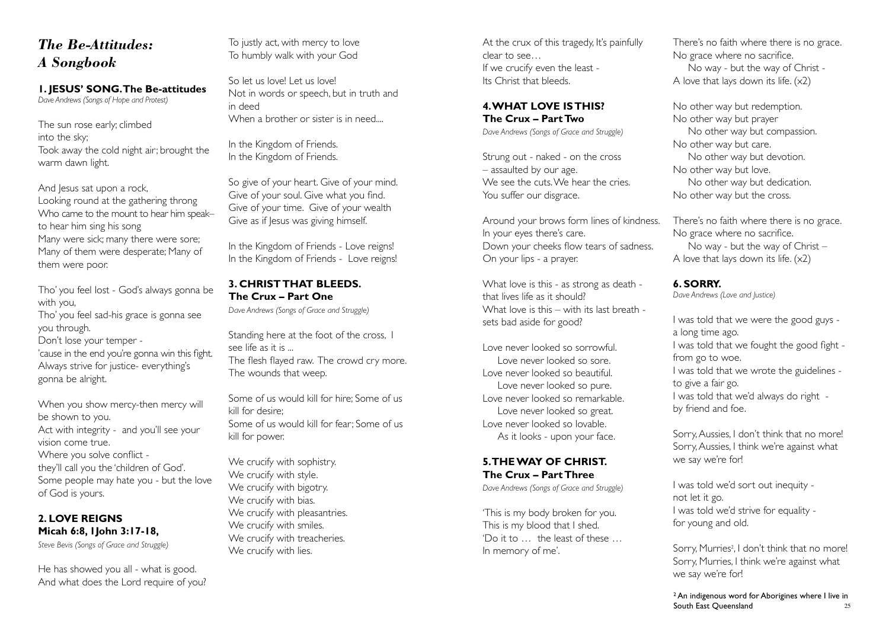# *The Be-Attitudes: A Songbook*

### 1. JESUS' SONG. The Be-attitudes

*Dave Andrews (Songs of Hope and Protest)*

The sun rose early; climbed
into the sky;
Took away the cold night air; brought the warm dawn light.

And Jesus sat upon a rock,
Looking round at the gathering throng
Who came to the mount to hear him speak–
to hear him sing his song
Many were sick; many there were sore;
Many of them were desperate; Many of them were poor.

Tho' you feel lost - God's always gonna be with you,
Tho' you feel sad-his grace is gonna see you through.
Don't lose your temper -
'cause in the end you're gonna win this fight.
Always strive for justice- everything's gonna be alright.

When you show mercy-then mercy will be shown to you.
Act with integrity - and you'll see your vision come true.
Where you solve conflict -
they'll call you the 'children of God'.
Some people may hate you - but the love of God is yours.

### 2. LOVE REIGNS
### Micah 6:8, 1John 3:17-18,

*Steve Bevis (Songs of Grace and Struggle)*

He has showed you all - what is good.
And what does the Lord require of you?
To justly act, with mercy to love
To humbly walk with your God

So let us love! Let us love!
Not in words or speech, but in truth and in deed
When a brother or sister is in need....

In the Kingdom of Friends.
In the Kingdom of Friends.

So give of your heart. Give of your mind.
Give of your soul. Give what you find.
Give of your time. Give of your wealth
Give as if Jesus was giving himself.

In the Kingdom of Friends - Love reigns!
In the Kingdom of Friends - Love reigns!

### 3. CHRIST THAT BLEEDS.
### The Crux – Part One

*Dave Andrews (Songs of Grace and Struggle)*

Standing here at the foot of the cross, I see life as it is ...
The flesh flayed raw. The crowd cry more.
The wounds that weep.

Some of us would kill for hire; Some of us kill for desire;
Some of us would kill for fear; Some of us kill for power.

We crucify with sophistry.
We crucify with style.
We crucify with bigotry.
We crucify with bias.
We crucify with pleasantries.
We crucify with smiles.
We crucify with treacheries.
We crucify with lies.

At the crux of this tragedy, It's painfully clear to see…
If we crucify even the least -
Its Christ that bleeds.

### 4. WHAT LOVE IS THIS?
### The Crux – Part Two

*Dave Andrews (Songs of Grace and Struggle)*

Strung out - naked - on the cross
– assaulted by our age.
We see the cuts. We hear the cries.
You suffer our disgrace.

Around your brows form lines of kindness.
In your eyes there's care.
Down your cheeks flow tears of sadness.
On your lips - a prayer.

What love is this - as strong as death - that lives life as it should?
What love is this – with its last breath - sets bad aside for good?

Love never looked so sorrowful.
  Love never looked so sore.
Love never looked so beautiful.
  Love never looked so pure.
Love never looked so remarkable.
  Love never looked so great.
Love never looked so lovable.
  As it looks - upon your face.

### 5. THE WAY OF CHRIST.
### The Crux – Part Three

*Dave Andrews (Songs of Grace and Struggle)*

'This is my body broken for you.
This is my blood that I shed.
'Do it to … the least of these …
In memory of me'.

There's no faith where there is no grace.
No grace where no sacrifice.
  No way - but the way of Christ -
A love that lays down its life. (x2)

No other way but redemption.
No other way but prayer
  No other way but compassion.
No other way but care.
  No other way but devotion.
No other way but love.
  No other way but dedication.
No other way but the cross.

There's no faith where there is no grace.
No grace where no sacrifice.
  No way - but the way of Christ –
A love that lays down its life. (x2)

### 6. SORRY.

*Dave Andrews (Love and Justice)*

I was told that we were the good guys - a long time ago.
I was told that we fought the good fight - from go to woe.
I was told that we wrote the guidelines - to give a fair go.
I was told that we'd always do right - by friend and foe.

Sorry, Aussies, I don't think that no more!
Sorry, Aussies, I think we're against what we say we're for!

I was told we'd sort out inequity - not let it go.
I was told we'd strive for equality - for young and old.

Sorry, Murries[2], I don't think that no more!
Sorry, Murries, I think we're against what we say we're for!

[2] An indigenous word for Aborigines where I live in South East Queensland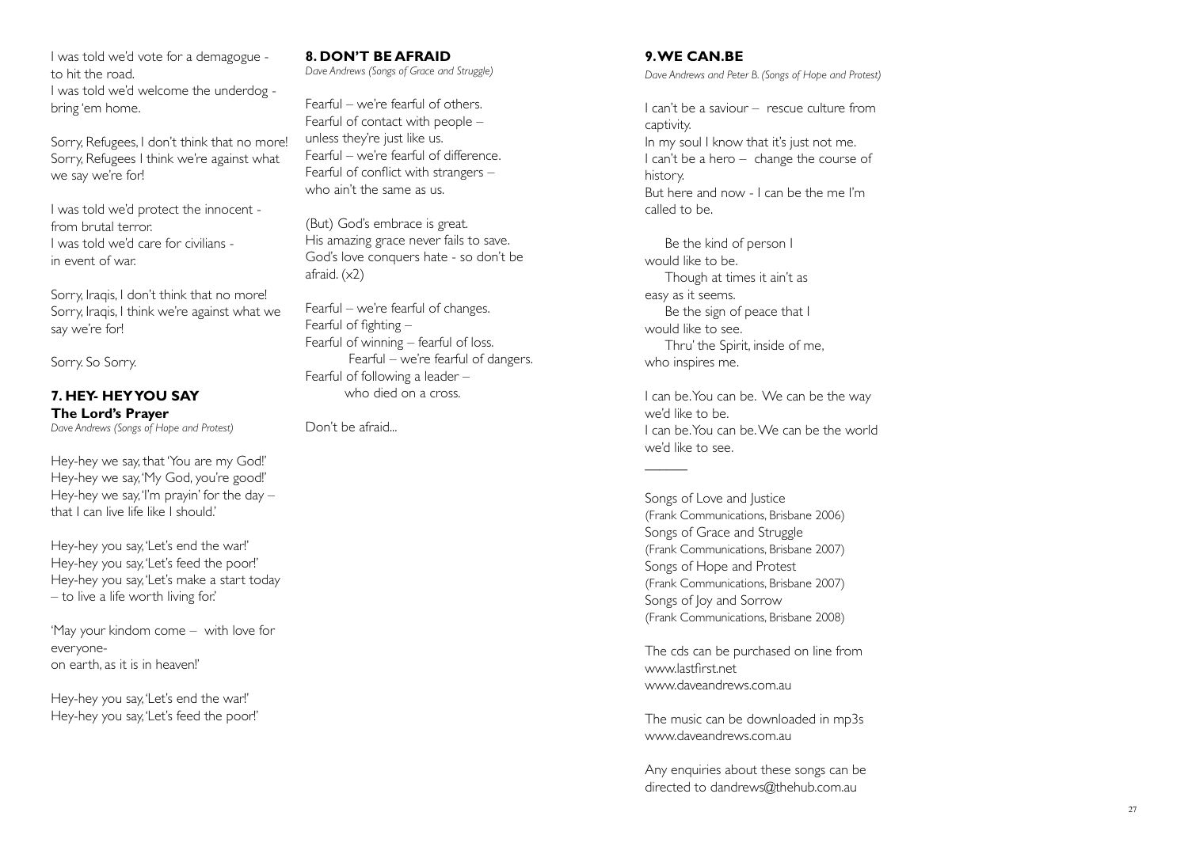I was told we'd vote for a demagogue -
to hit the road.
I was told we'd welcome the underdog -
bring 'em home.

Sorry, Refugees, I don't think that no more!
Sorry, Refugees I think we're against what we say we're for!

I was told we'd protect the innocent -
from brutal terror.
I was told we'd care for civilians -
in event of war.

Sorry, Iraqis, I don't think that no more!
Sorry, Iraqis, I think we're against what we say we're for!

Sorry. So Sorry.

### 7. HEY- HEY YOU SAY

**The Lord's Prayer**

*Dave Andrews (Songs of Hope and Protest)*

Hey-hey we say, that 'You are my God!'
Hey-hey we say, 'My God, you're good!'
Hey-hey we say, 'I'm prayin' for the day –
that I can live life like I should.'

Hey-hey you say, 'Let's end the war!'
Hey-hey you say, 'Let's feed the poor!'
Hey-hey you say, 'Let's make a start today
– to live a life worth living for.'

'May your kindom come – with love for everyone-
on earth, as it is in heaven!'

Hey-hey you say, 'Let's end the war!'
Hey-hey you say, 'Let's feed the poor!'

### 8. DON'T BE AFRAID

*Dave Andrews (Songs of Grace and Struggle)*

Fearful – we're fearful of others.
Fearful of contact with people –
unless they're just like us.
Fearful – we're fearful of difference.
Fearful of conflict with strangers –
who ain't the same as us.

(But) God's embrace is great.
His amazing grace never fails to save.
God's love conquers hate - so don't be afraid. (x2)

Fearful – we're fearful of changes.
Fearful of fighting –
Fearful of winning – fearful of loss.
Fearful – we're fearful of dangers.
Fearful of following a leader –
who died on a cross.

Don't be afraid...

### 9. WE CAN.BE

*Dave Andrews and Peter B. (Songs of Hope and Protest)*

I can't be a saviour – rescue culture from captivity.
In my soul I know that it's just not me.
I can't be a hero – change the course of history.
But here and now - I can be the me I'm called to be.

Be the kind of person I
would like to be.
Though at times it ain't as
easy as it seems.
Be the sign of peace that I
would like to see.
Thru' the Spirit, inside of me,
who inspires me.

I can be. You can be. We can be the way we'd like to be.
I can be. You can be. We can be the world we'd like to see.

———

Songs of Love and Justice
(Frank Communications, Brisbane 2006)
Songs of Grace and Struggle
(Frank Communications, Brisbane 2007)
Songs of Hope and Protest
(Frank Communications, Brisbane 2007)
Songs of Joy and Sorrow
(Frank Communications, Brisbane 2008)

The cds can be purchased on line from
www.lastfirst.net
www.daveandrews.com.au

The music can be downloaded in mp3s
www.daveandrews.com.au

Any enquiries about these songs can be directed to dandrews@thehub.com.au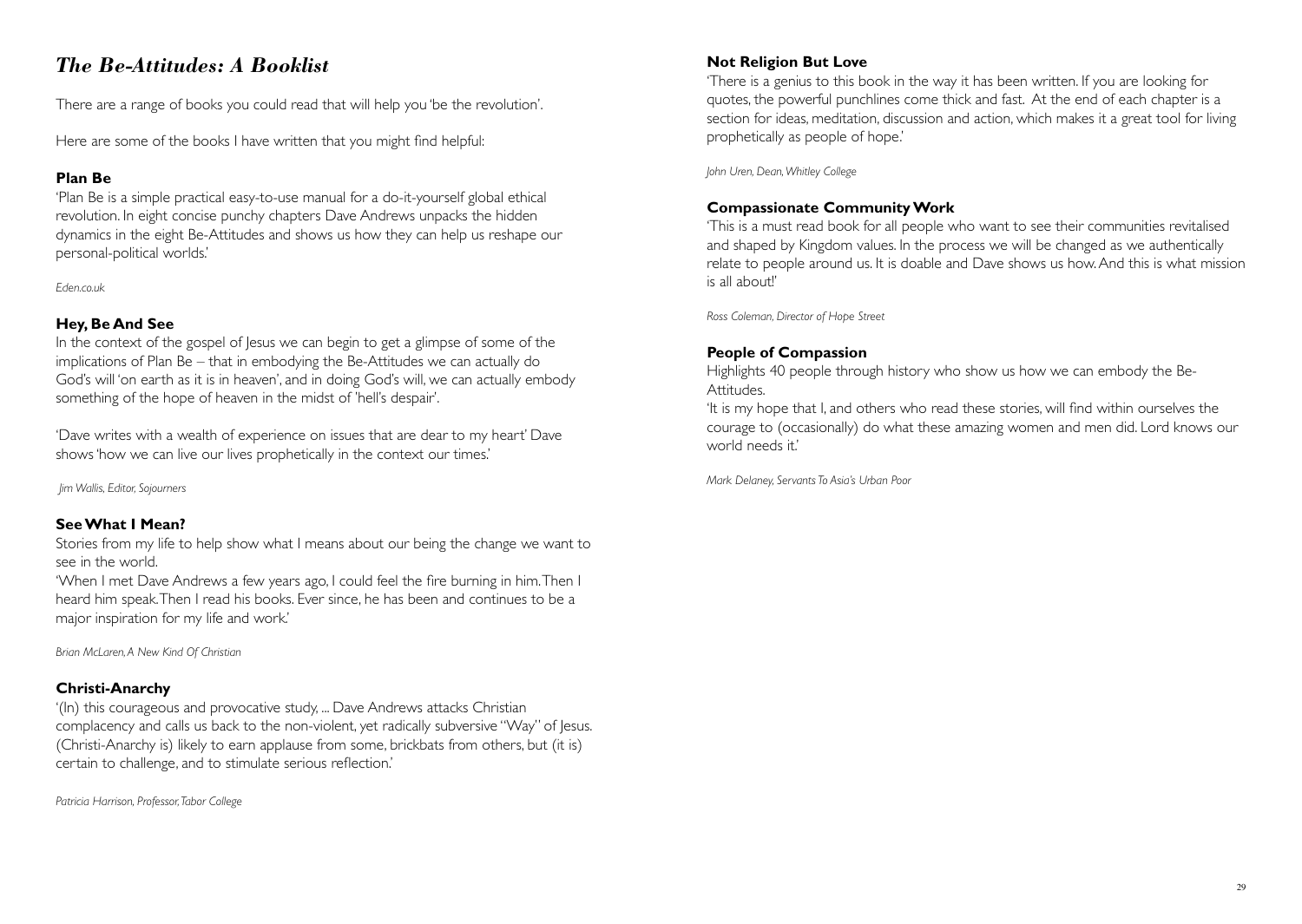# *The Be-Attitudes: A Booklist*

There are a range of books you could read that will help you 'be the revolution'.

Here are some of the books I have written that you might find helpful:

### Plan Be

'Plan Be is a simple practical easy-to-use manual for a do-it-yourself global ethical revolution. In eight concise punchy chapters Dave Andrews unpacks the hidden dynamics in the eight Be-Attitudes and shows us how they can help us reshape our personal-political worlds.'

*Eden.co.uk*

### Hey, Be And See

In the context of the gospel of Jesus we can begin to get a glimpse of some of the implications of Plan Be – that in embodying the Be-Attitudes we can actually do God's will 'on earth as it is in heaven', and in doing God's will, we can actually embody something of the hope of heaven in the midst of 'hell's despair'.

'Dave writes with a wealth of experience on issues that are dear to my heart' Dave shows 'how we can live our lives prophetically in the context our times.'

*Jim Wallis, Editor, Sojourners*

### See What I Mean?

Stories from my life to help show what I means about our being the change we want to see in the world.

'When I met Dave Andrews a few years ago, I could feel the fire burning in him. Then I heard him speak. Then I read his books. Ever since, he has been and continues to be a major inspiration for my life and work.'

*Brian McLaren, A New Kind Of Christian*

### Christi-Anarchy

'(In) this courageous and provocative study, ... Dave Andrews attacks Christian complacency and calls us back to the non-violent, yet radically subversive "Way" of Jesus. (Christi-Anarchy is) likely to earn applause from some, brickbats from others, but (it is) certain to challenge, and to stimulate serious reflection.'

*Patricia Harrison, Professor, Tabor College*

### Not Religion But Love

'There is a genius to this book in the way it has been written. If you are looking for quotes, the powerful punchlines come thick and fast. At the end of each chapter is a section for ideas, meditation, discussion and action, which makes it a great tool for living prophetically as people of hope.'

*John Uren, Dean, Whitley College*

### Compassionate Community Work

'This is a must read book for all people who want to see their communities revitalised and shaped by Kingdom values. In the process we will be changed as we authentically relate to people around us. It is doable and Dave shows us how. And this is what mission is all about!'

*Ross Coleman, Director of Hope Street*

### People of Compassion

Highlights 40 people through history who show us how we can embody the Be-Attitudes.

'It is my hope that I, and others who read these stories, will find within ourselves the courage to (occasionally) do what these amazing women and men did. Lord knows our world needs it.'

*Mark Delaney, Servants To Asia's Urban Poor*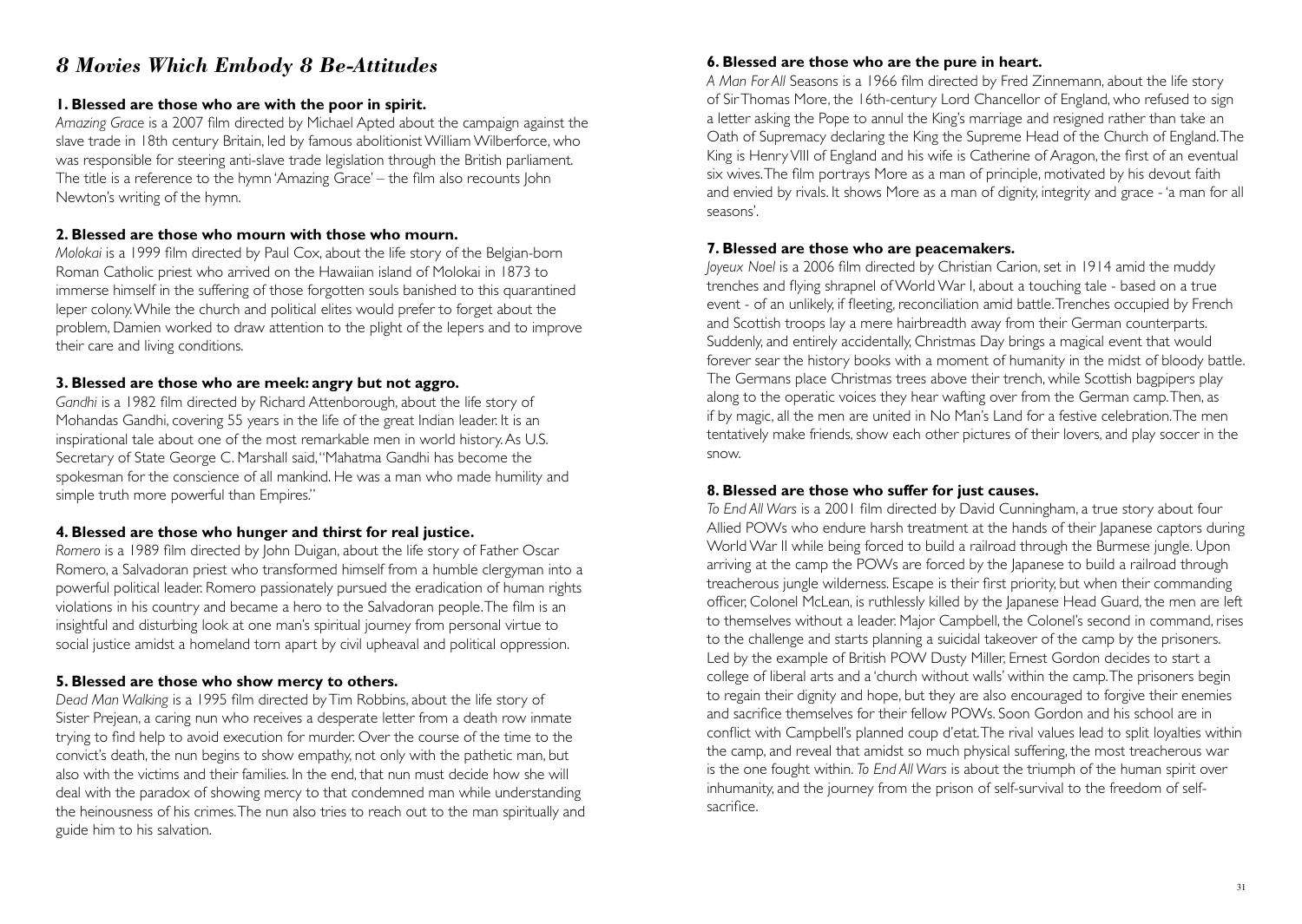# *8 Movies Which Embody 8 Be-Attitudes*

**1. Blessed are those who are with the poor in spirit.**

*Amazing Grace* is a 2007 film directed by Michael Apted about the campaign against the slave trade in 18th century Britain, led by famous abolitionist William Wilberforce, who was responsible for steering anti-slave trade legislation through the British parliament. The title is a reference to the hymn 'Amazing Grace' – the film also recounts John Newton's writing of the hymn.

**2. Blessed are those who mourn with those who mourn.**

*Molokai* is a 1999 film directed by Paul Cox, about the life story of the Belgian-born Roman Catholic priest who arrived on the Hawaiian island of Molokai in 1873 to immerse himself in the suffering of those forgotten souls banished to this quarantined leper colony. While the church and political elites would prefer to forget about the problem, Damien worked to draw attention to the plight of the lepers and to improve their care and living conditions.

**3. Blessed are those who are meek: angry but not aggro.**

*Gandhi* is a 1982 film directed by Richard Attenborough, about the life story of Mohandas Gandhi, covering 55 years in the life of the great Indian leader. It is an inspirational tale about one of the most remarkable men in world history. As U.S. Secretary of State George C. Marshall said, "Mahatma Gandhi has become the spokesman for the conscience of all mankind. He was a man who made humility and simple truth more powerful than Empires."

**4. Blessed are those who hunger and thirst for real justice.**

*Romero* is a 1989 film directed by John Duigan, about the life story of Father Oscar Romero, a Salvadoran priest who transformed himself from a humble clergyman into a powerful political leader. Romero passionately pursued the eradication of human rights violations in his country and became a hero to the Salvadoran people. The film is an insightful and disturbing look at one man's spiritual journey from personal virtue to social justice amidst a homeland torn apart by civil upheaval and political oppression.

**5. Blessed are those who show mercy to others.**

*Dead Man Walking* is a 1995 film directed by Tim Robbins, about the life story of Sister Prejean, a caring nun who receives a desperate letter from a death row inmate trying to find help to avoid execution for murder. Over the course of the time to the convict's death, the nun begins to show empathy, not only with the pathetic man, but also with the victims and their families. In the end, that nun must decide how she will deal with the paradox of showing mercy to that condemned man while understanding the heinousness of his crimes. The nun also tries to reach out to the man spiritually and guide him to his salvation.

**6. Blessed are those who are the pure in heart.**

*A Man For All* Seasons is a 1966 film directed by Fred Zinnemann, about the life story of Sir Thomas More, the 16th-century Lord Chancellor of England, who refused to sign a letter asking the Pope to annul the King's marriage and resigned rather than take an Oath of Supremacy declaring the King the Supreme Head of the Church of England. The King is Henry VIII of England and his wife is Catherine of Aragon, the first of an eventual six wives. The film portrays More as a man of principle, motivated by his devout faith and envied by rivals. It shows More as a man of dignity, integrity and grace - 'a man for all seasons'.

**7. Blessed are those who are peacemakers.**

*Joyeux Noel* is a 2006 film directed by Christian Carion, set in 1914 amid the muddy trenches and flying shrapnel of World War I, about a touching tale - based on a true event - of an unlikely, if fleeting, reconciliation amid battle. Trenches occupied by French and Scottish troops lay a mere hairbreadth away from their German counterparts. Suddenly, and entirely accidentally, Christmas Day brings a magical event that would forever sear the history books with a moment of humanity in the midst of bloody battle. The Germans place Christmas trees above their trench, while Scottish bagpipers play along to the operatic voices they hear wafting over from the German camp. Then, as if by magic, all the men are united in No Man's Land for a festive celebration. The men tentatively make friends, show each other pictures of their lovers, and play soccer in the snow.

**8. Blessed are those who suffer for just causes.**

*To End All Wars* is a 2001 film directed by David Cunningham, a true story about four Allied POWs who endure harsh treatment at the hands of their Japanese captors during World War II while being forced to build a railroad through the Burmese jungle. Upon arriving at the camp the POWs are forced by the Japanese to build a railroad through treacherous jungle wilderness. Escape is their first priority, but when their commanding officer, Colonel McLean, is ruthlessly killed by the Japanese Head Guard, the men are left to themselves without a leader. Major Campbell, the Colonel's second in command, rises to the challenge and starts planning a suicidal takeover of the camp by the prisoners. Led by the example of British POW Dusty Miller, Ernest Gordon decides to start a college of liberal arts and a 'church without walls' within the camp. The prisoners begin to regain their dignity and hope, but they are also encouraged to forgive their enemies and sacrifice themselves for their fellow POWs. Soon Gordon and his school are in conflict with Campbell's planned coup d'etat. The rival values lead to split loyalties within the camp, and reveal that amidst so much physical suffering, the most treacherous war is the one fought within. *To End All Wars* is about the triumph of the human spirit over inhumanity, and the journey from the prison of self-survival to the freedom of self-sacrifice.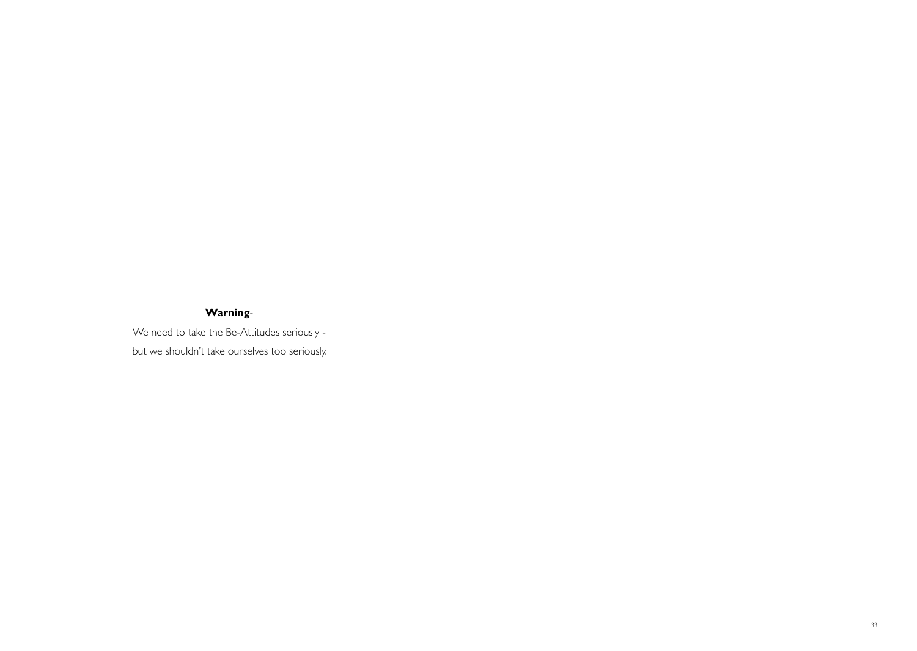**Warning**-

We need to take the Be-Attitudes seriously -
but we shouldn't take ourselves too seriously.